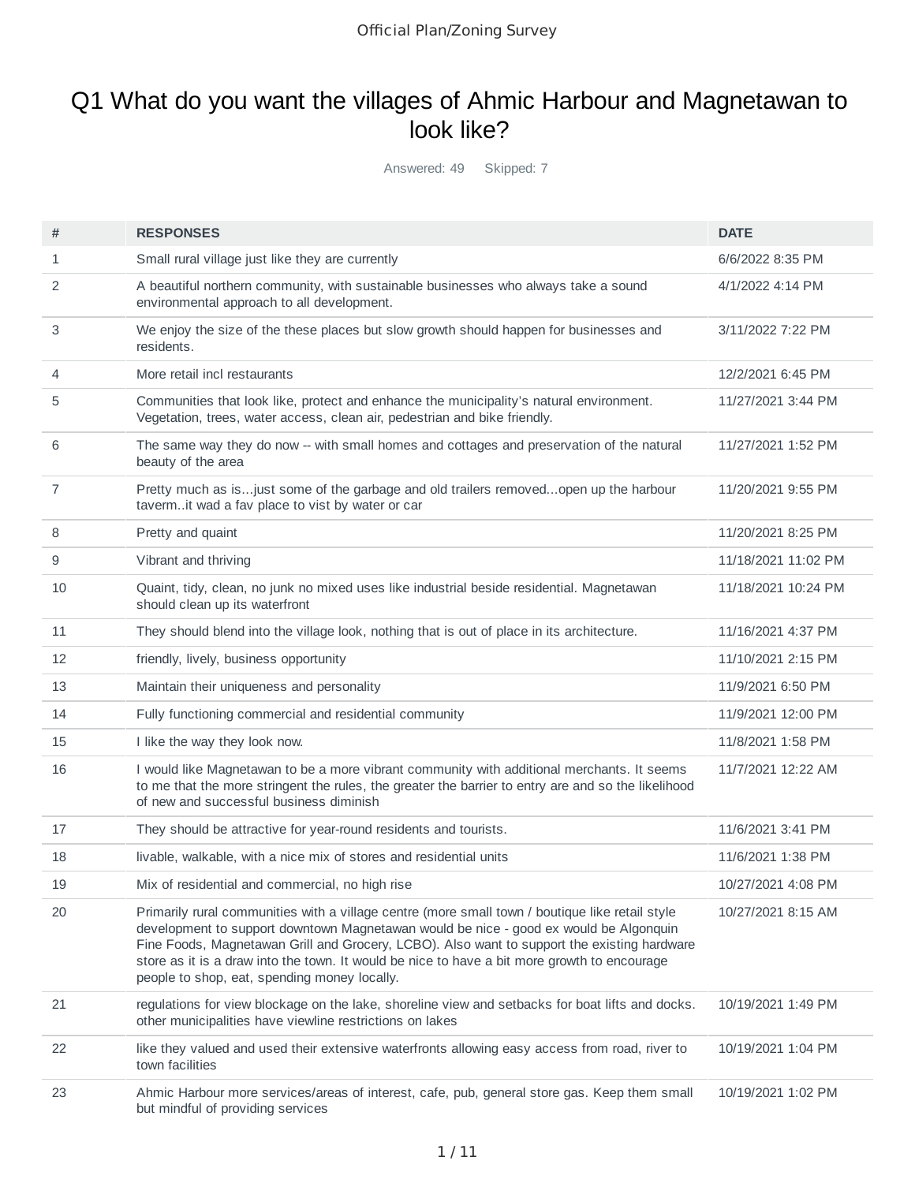# Q1 What do you want the villages of Ahmic Harbour and Magnetawan to look like?

Answered: 49 Skipped: 7

| # | RESPONSES | DATE |
|---|---|---|
| 1 | Small rural village just like they are currently | 6/6/2022 8:35 PM |
| 2 | A beautiful northern community, with sustainable businesses who always take a sound environmental approach to all development. | 4/1/2022 4:14 PM |
| 3 | We enjoy the size of the these places but slow growth should happen for businesses and residents. | 3/11/2022 7:22 PM |
| 4 | More retail incl restaurants | 12/2/2021 6:45 PM |
| 5 | Communities that look like, protect and enhance the municipality's natural environment. Vegetation, trees, water access, clean air, pedestrian and bike friendly. | 11/27/2021 3:44 PM |
| 6 | The same way they do now -- with small homes and cottages and preservation of the natural beauty of the area | 11/27/2021 1:52 PM |
| 7 | Pretty much as is...just some of the garbage and old trailers removed...open up the harbour taverm..it wad a fav place to vist by water or car | 11/20/2021 9:55 PM |
| 8 | Pretty and quaint | 11/20/2021 8:25 PM |
| 9 | Vibrant and thriving | 11/18/2021 11:02 PM |
| 10 | Quaint, tidy, clean, no junk no mixed uses like industrial beside residential. Magnetawan should clean up its waterfront | 11/18/2021 10:24 PM |
| 11 | They should blend into the village look, nothing that is out of place in its architecture. | 11/16/2021 4:37 PM |
| 12 | friendly, lively, business opportunity | 11/10/2021 2:15 PM |
| 13 | Maintain their uniqueness and personality | 11/9/2021 6:50 PM |
| 14 | Fully functioning commercial and residential community | 11/9/2021 12:00 PM |
| 15 | I like the way they look now. | 11/8/2021 1:58 PM |
| 16 | I would like Magnetawan to be a more vibrant community with additional merchants. It seems to me that the more stringent the rules, the greater the barrier to entry are and so the likelihood of new and successful business diminish | 11/7/2021 12:22 AM |
| 17 | They should be attractive for year-round residents and tourists. | 11/6/2021 3:41 PM |
| 18 | livable, walkable, with a nice mix of stores and residential units | 11/6/2021 1:38 PM |
| 19 | Mix of residential and commercial, no high rise | 10/27/2021 4:08 PM |
| 20 | Primarily rural communities with a village centre (more small town / boutique like retail style development to support downtown Magnetawan would be nice - good ex would be Algonquin Fine Foods, Magnetawan Grill and Grocery, LCBO). Also want to support the existing hardware store as it is a draw into the town. It would be nice to have a bit more growth to encourage people to shop, eat, spending money locally. | 10/27/2021 8:15 AM |
| 21 | regulations for view blockage on the lake, shoreline view and setbacks for boat lifts and docks. other municipalities have viewline restrictions on lakes | 10/19/2021 1:49 PM |
| 22 | like they valued and used their extensive waterfronts allowing easy access from road, river to town facilities | 10/19/2021 1:04 PM |
| 23 | Ahmic Harbour more services/areas of interest, cafe, pub, general store gas. Keep them small but mindful of providing services | 10/19/2021 1:02 PM |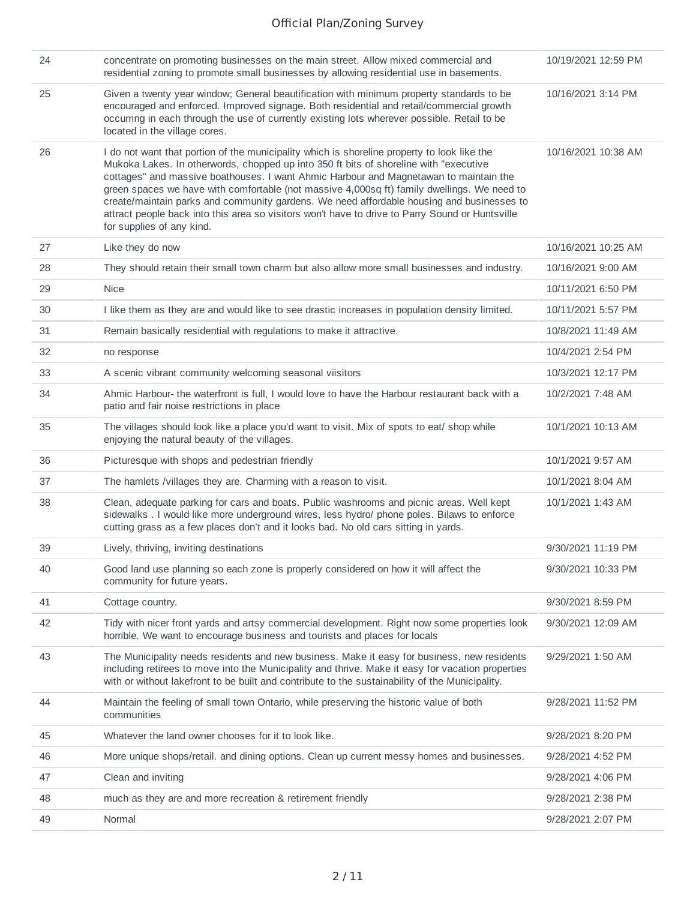| | | |
|---|---|---|
| 24 | concentrate on promoting businesses on the main street. Allow mixed commercial and residential zoning to promote small businesses by allowing residential use in basements. | 10/19/2021 12:59 PM |
| 25 | Given a twenty year window; General beautification with minimum property standards to be encouraged and enforced. Improved signage. Both residential and retail/commercial growth occurring in each through the use of currently existing lots wherever possible. Retail to be located in the village cores. | 10/16/2021 3:14 PM |
| 26 | I do not want that portion of the municipality which is shoreline property to look like the Mukoka Lakes. In otherwords, chopped up into 350 ft bits of shoreline with "executive cottages" and massive boathouses. I want Ahmic Harbour and Magnetawan to maintain the green spaces we have with comfortable (not massive 4,000sq ft) family dwellings. We need to create/maintain parks and community gardens. We need affordable housing and businesses to attract people back into this area so visitors won't have to drive to Parry Sound or Huntsville for supplies of any kind. | 10/16/2021 10:38 AM |
| 27 | Like they do now | 10/16/2021 10:25 AM |
| 28 | They should retain their small town charm but also allow more small businesses and industry. | 10/16/2021 9:00 AM |
| 29 | Nice | 10/11/2021 6:50 PM |
| 30 | I like them as they are and would like to see drastic increases in population density limited. | 10/11/2021 5:57 PM |
| 31 | Remain basically residential with regulations to make it attractive. | 10/8/2021 11:49 AM |
| 32 | no response | 10/4/2021 2:54 PM |
| 33 | A scenic vibrant community welcoming seasonal viisitors | 10/3/2021 12:17 PM |
| 34 | Ahmic Harbour- the waterfront is full, I would love to have the Harbour restaurant back with a patio and fair noise restrictions in place | 10/2/2021 7:48 AM |
| 35 | The villages should look like a place you'd want to visit. Mix of spots to eat/ shop while enjoying the natural beauty of the villages. | 10/1/2021 10:13 AM |
| 36 | Picturesque with shops and pedestrian friendly | 10/1/2021 9:57 AM |
| 37 | The hamlets /villages they are. Charming with a reason to visit. | 10/1/2021 8:04 AM |
| 38 | Clean, adequate parking for cars and boats. Public washrooms and picnic areas. Well kept sidewalks . I would like more underground wires, less hydro/ phone poles. Bilaws to enforce cutting grass as a few places don't and it looks bad. No old cars sitting in yards. | 10/1/2021 1:43 AM |
| 39 | Lively, thriving, inviting destinations | 9/30/2021 11:19 PM |
| 40 | Good land use planning so each zone is properly considered on how it will affect the community for future years. | 9/30/2021 10:33 PM |
| 41 | Cottage country. | 9/30/2021 8:59 PM |
| 42 | Tidy with nicer front yards and artsy commercial development. Right now some properties look horrible. We want to encourage business and tourists and places for locals | 9/30/2021 12:09 AM |
| 43 | The Municipality needs residents and new business. Make it easy for business, new residents including retirees to move into the Municipality and thrive. Make it easy for vacation properties with or without lakefront to be built and contribute to the sustainability of the Municipality. | 9/29/2021 1:50 AM |
| 44 | Maintain the feeling of small town Ontario, while preserving the historic value of both communities | 9/28/2021 11:52 PM |
| 45 | Whatever the land owner chooses for it to look like. | 9/28/2021 8:20 PM |
| 46 | More unique shops/retail. and dining options. Clean up current messy homes and businesses. | 9/28/2021 4:52 PM |
| 47 | Clean and inviting | 9/28/2021 4:06 PM |
| 48 | much as they are and more recreation & retirement friendly | 9/28/2021 2:38 PM |
| 49 | Normal | 9/28/2021 2:07 PM |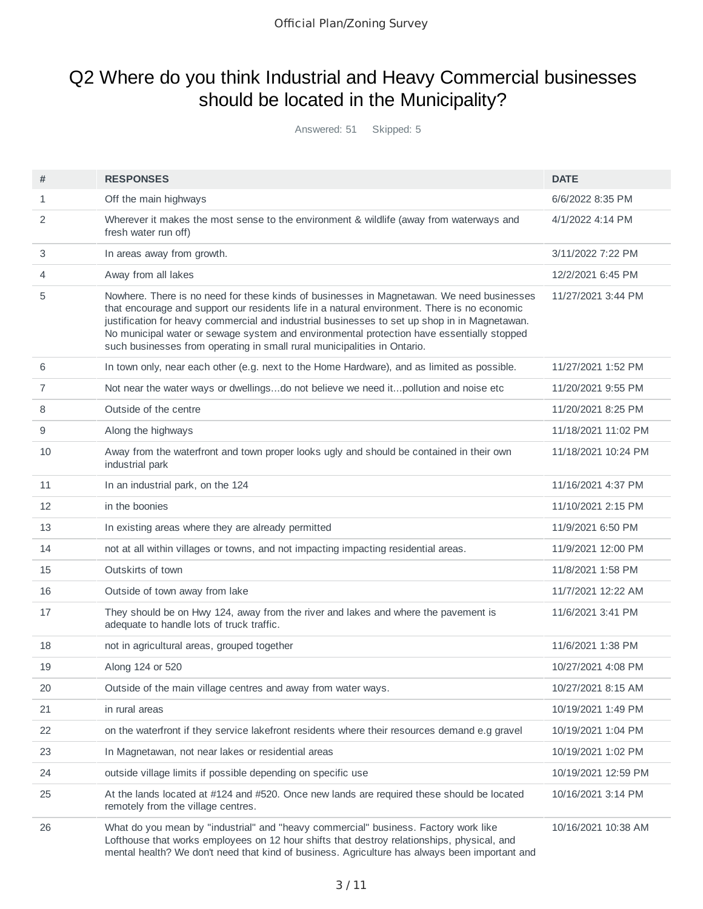# Q2 Where do you think Industrial and Heavy Commercial businesses should be located in the Municipality?

Answered: 51 Skipped: 5

| # | RESPONSES | DATE |
|---|---|---|
| 1 | Off the main highways | 6/6/2022 8:35 PM |
| 2 | Wherever it makes the most sense to the environment & wildlife (away from waterways and fresh water run off) | 4/1/2022 4:14 PM |
| 3 | In areas away from growth. | 3/11/2022 7:22 PM |
| 4 | Away from all lakes | 12/2/2021 6:45 PM |
| 5 | Nowhere. There is no need for these kinds of businesses in Magnetawan. We need businesses that encourage and support our residents life in a natural environment. There is no economic justification for heavy commercial and industrial businesses to set up shop in in Magnetawan. No municipal water or sewage system and environmental protection have essentially stopped such businesses from operating in small rural municipalities in Ontario. | 11/27/2021 3:44 PM |
| 6 | In town only, near each other (e.g. next to the Home Hardware), and as limited as possible. | 11/27/2021 1:52 PM |
| 7 | Not near the water ways or dwellings...do not believe we need it...pollution and noise etc | 11/20/2021 9:55 PM |
| 8 | Outside of the centre | 11/20/2021 8:25 PM |
| 9 | Along the highways | 11/18/2021 11:02 PM |
| 10 | Away from the waterfront and town proper looks ugly and should be contained in their own industrial park | 11/18/2021 10:24 PM |
| 11 | In an industrial park, on the 124 | 11/16/2021 4:37 PM |
| 12 | in the boonies | 11/10/2021 2:15 PM |
| 13 | In existing areas where they are already permitted | 11/9/2021 6:50 PM |
| 14 | not at all within villages or towns, and not impacting impacting residential areas. | 11/9/2021 12:00 PM |
| 15 | Outskirts of town | 11/8/2021 1:58 PM |
| 16 | Outside of town away from lake | 11/7/2021 12:22 AM |
| 17 | They should be on Hwy 124, away from the river and lakes and where the pavement is adequate to handle lots of truck traffic. | 11/6/2021 3:41 PM |
| 18 | not in agricultural areas, grouped together | 11/6/2021 1:38 PM |
| 19 | Along 124 or 520 | 10/27/2021 4:08 PM |
| 20 | Outside of the main village centres and away from water ways. | 10/27/2021 8:15 AM |
| 21 | in rural areas | 10/19/2021 1:49 PM |
| 22 | on the waterfront if they service lakefront residents where their resources demand e.g gravel | 10/19/2021 1:04 PM |
| 23 | In Magnetawan, not near lakes or residential areas | 10/19/2021 1:02 PM |
| 24 | outside village limits if possible depending on specific use | 10/19/2021 12:59 PM |
| 25 | At the lands located at #124 and #520. Once new lands are required these should be located remotely from the village centres. | 10/16/2021 3:14 PM |
| 26 | What do you mean by "industrial" and "heavy commercial" business. Factory work like Lofthouse that works employees on 12 hour shifts that destroy relationships, physical, and mental health? We don't need that kind of business. Agriculture has always been important and | 10/16/2021 10:38 AM |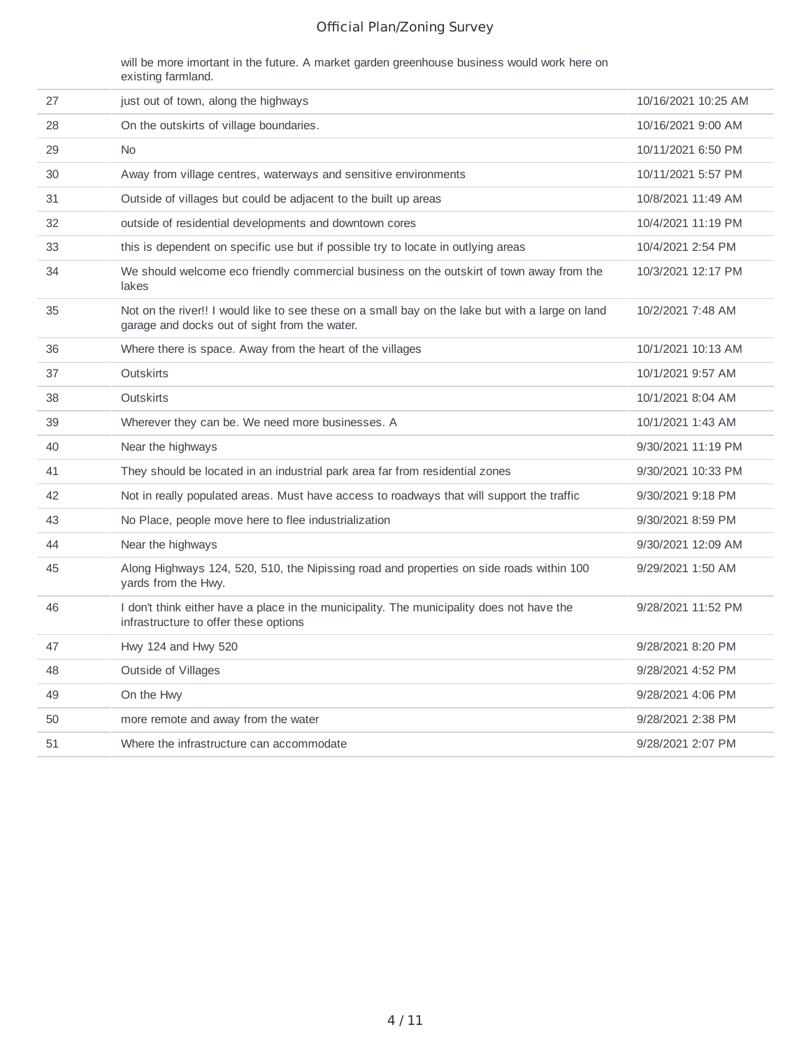|  | will be more imortant in the future. A market garden greenhouse business would work here on existing farmland. |  |
|---|---|---|
| 27 | just out of town, along the highways | 10/16/2021 10:25 AM |
| 28 | On the outskirts of village boundaries. | 10/16/2021 9:00 AM |
| 29 | No | 10/11/2021 6:50 PM |
| 30 | Away from village centres, waterways and sensitive environments | 10/11/2021 5:57 PM |
| 31 | Outside of villages but could be adjacent to the built up areas | 10/8/2021 11:49 AM |
| 32 | outside of residential developments and downtown cores | 10/4/2021 11:19 PM |
| 33 | this is dependent on specific use but if possible try to locate in outlying areas | 10/4/2021 2:54 PM |
| 34 | We should welcome eco friendly commercial business on the outskirt of town away from the lakes | 10/3/2021 12:17 PM |
| 35 | Not on the river!! I would like to see these on a small bay on the lake but with a large on land garage and docks out of sight from the water. | 10/2/2021 7:48 AM |
| 36 | Where there is space. Away from the heart of the villages | 10/1/2021 10:13 AM |
| 37 | Outskirts | 10/1/2021 9:57 AM |
| 38 | Outskirts | 10/1/2021 8:04 AM |
| 39 | Wherever they can be. We need more businesses. A | 10/1/2021 1:43 AM |
| 40 | Near the highways | 9/30/2021 11:19 PM |
| 41 | They should be located in an industrial park area far from residential zones | 9/30/2021 10:33 PM |
| 42 | Not in really populated areas. Must have access to roadways that will support the traffic | 9/30/2021 9:18 PM |
| 43 | No Place, people move here to flee industrialization | 9/30/2021 8:59 PM |
| 44 | Near the highways | 9/30/2021 12:09 AM |
| 45 | Along Highways 124, 520, 510, the Nipissing road and properties on side roads within 100 yards from the Hwy. | 9/29/2021 1:50 AM |
| 46 | I don't think either have a place in the municipality. The municipality does not have the infrastructure to offer these options | 9/28/2021 11:52 PM |
| 47 | Hwy 124 and Hwy 520 | 9/28/2021 8:20 PM |
| 48 | Outside of Villages | 9/28/2021 4:52 PM |
| 49 | On the Hwy | 9/28/2021 4:06 PM |
| 50 | more remote and away from the water | 9/28/2021 2:38 PM |
| 51 | Where the infrastructure can accommodate | 9/28/2021 2:07 PM |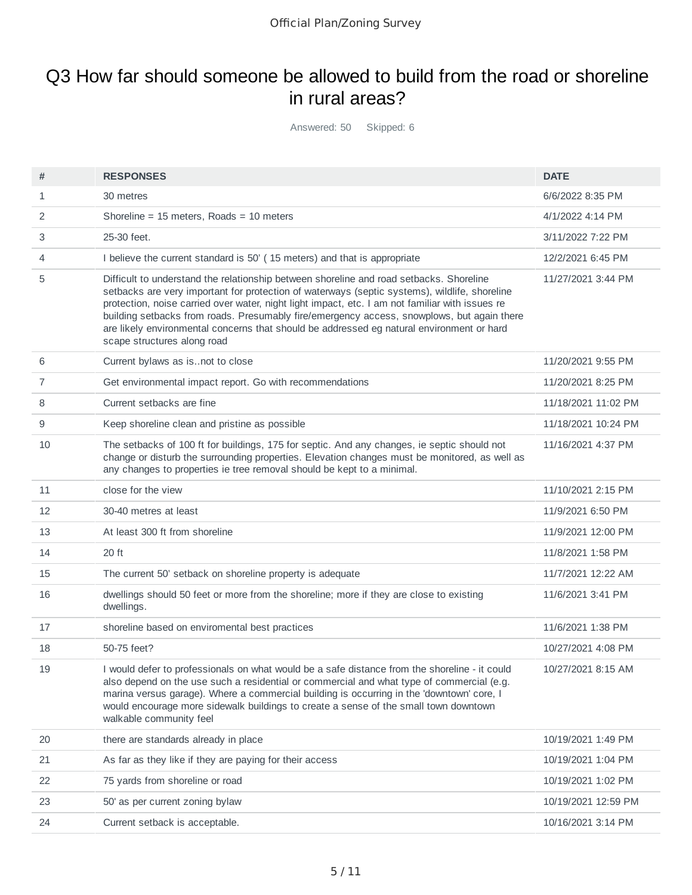# Q3 How far should someone be allowed to build from the road or shoreline in rural areas?

Answered: 50    Skipped: 6

| # | RESPONSES | DATE |
|---|---|---|
| 1 | 30 metres | 6/6/2022 8:35 PM |
| 2 | Shoreline = 15 meters, Roads = 10 meters | 4/1/2022 4:14 PM |
| 3 | 25-30 feet. | 3/11/2022 7:22 PM |
| 4 | I believe the current standard is 50' ( 15 meters) and that is appropriate | 12/2/2021 6:45 PM |
| 5 | Difficult to understand the relationship between shoreline and road setbacks. Shoreline setbacks are very important for protection of waterways (septic systems), wildlife, shoreline protection, noise carried over water, night light impact, etc. I am not familiar with issues re building setbacks from roads. Presumably fire/emergency access, snowplows, but again there are likely environmental concerns that should be addressed eg natural environment or hard scape structures along road | 11/27/2021 3:44 PM |
| 6 | Current bylaws as is..not to close | 11/20/2021 9:55 PM |
| 7 | Get environmental impact report. Go with recommendations | 11/20/2021 8:25 PM |
| 8 | Current setbacks are fine | 11/18/2021 11:02 PM |
| 9 | Keep shoreline clean and pristine as possible | 11/18/2021 10:24 PM |
| 10 | The setbacks of 100 ft for buildings, 175 for septic. And any changes, ie septic should not change or disturb the surrounding properties. Elevation changes must be monitored, as well as any changes to properties ie tree removal should be kept to a minimal. | 11/16/2021 4:37 PM |
| 11 | close for the view | 11/10/2021 2:15 PM |
| 12 | 30-40 metres at least | 11/9/2021 6:50 PM |
| 13 | At least 300 ft from shoreline | 11/9/2021 12:00 PM |
| 14 | 20 ft | 11/8/2021 1:58 PM |
| 15 | The current 50' setback on shoreline property is adequate | 11/7/2021 12:22 AM |
| 16 | dwellings should 50 feet or more from the shoreline; more if they are close to existing dwellings. | 11/6/2021 3:41 PM |
| 17 | shoreline based on enviromental best practices | 11/6/2021 1:38 PM |
| 18 | 50-75 feet? | 10/27/2021 4:08 PM |
| 19 | I would defer to professionals on what would be a safe distance from the shoreline - it could also depend on the use such a residential or commercial and what type of commercial (e.g. marina versus garage). Where a commercial building is occurring in the 'downtown' core, I would encourage more sidewalk buildings to create a sense of the small town downtown walkable community feel | 10/27/2021 8:15 AM |
| 20 | there are standards already in place | 10/19/2021 1:49 PM |
| 21 | As far as they like if they are paying for their access | 10/19/2021 1:04 PM |
| 22 | 75 yards from shoreline or road | 10/19/2021 1:02 PM |
| 23 | 50' as per current zoning bylaw | 10/19/2021 12:59 PM |
| 24 | Current setback is acceptable. | 10/16/2021 3:14 PM |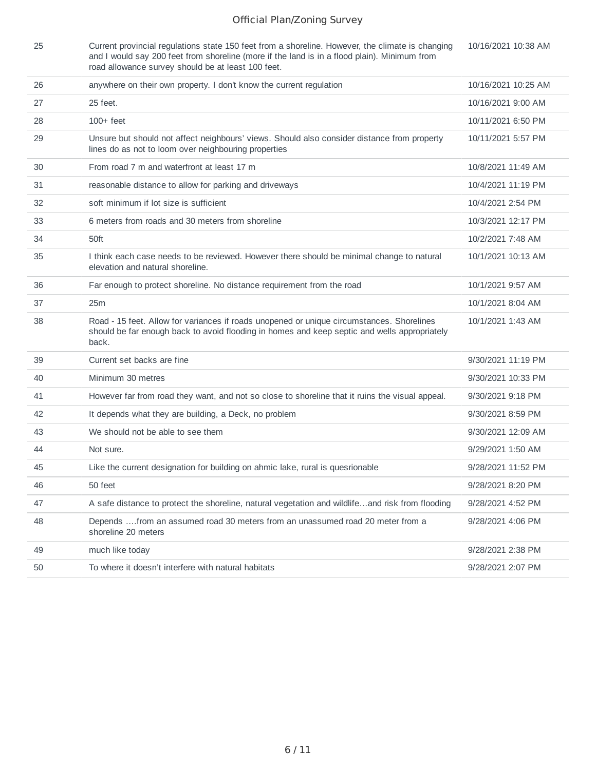| | | |
|---|---|---|
| 25 | Current provincial regulations state 150 feet from a shoreline. However, the climate is changing and I would say 200 feet from shoreline (more if the land is in a flood plain). Minimum from road allowance survey should be at least 100 feet. | 10/16/2021 10:38 AM |
| 26 | anywhere on their own property. I don't know the current regulation | 10/16/2021 10:25 AM |
| 27 | 25 feet. | 10/16/2021 9:00 AM |
| 28 | 100+ feet | 10/11/2021 6:50 PM |
| 29 | Unsure but should not affect neighbours' views. Should also consider distance from property lines do as not to loom over neighbouring properties | 10/11/2021 5:57 PM |
| 30 | From road 7 m and waterfront at least 17 m | 10/8/2021 11:49 AM |
| 31 | reasonable distance to allow for parking and driveways | 10/4/2021 11:19 PM |
| 32 | soft minimum if lot size is sufficient | 10/4/2021 2:54 PM |
| 33 | 6 meters from roads and 30 meters from shoreline | 10/3/2021 12:17 PM |
| 34 | 50ft | 10/2/2021 7:48 AM |
| 35 | I think each case needs to be reviewed. However there should be minimal change to natural elevation and natural shoreline. | 10/1/2021 10:13 AM |
| 36 | Far enough to protect shoreline. No distance requirement from the road | 10/1/2021 9:57 AM |
| 37 | 25m | 10/1/2021 8:04 AM |
| 38 | Road - 15 feet. Allow for variances if roads unopened or unique circumstances. Shorelines should be far enough back to avoid flooding in homes and keep septic and wells appropriately back. | 10/1/2021 1:43 AM |
| 39 | Current set backs are fine | 9/30/2021 11:19 PM |
| 40 | Minimum 30 metres | 9/30/2021 10:33 PM |
| 41 | However far from road they want, and not so close to shoreline that it ruins the visual appeal. | 9/30/2021 9:18 PM |
| 42 | It depends what they are building, a Deck, no problem | 9/30/2021 8:59 PM |
| 43 | We should not be able to see them | 9/30/2021 12:09 AM |
| 44 | Not sure. | 9/29/2021 1:50 AM |
| 45 | Like the current designation for building on ahmic lake, rural is quesrionable | 9/28/2021 11:52 PM |
| 46 | 50 feet | 9/28/2021 8:20 PM |
| 47 | A safe distance to protect the shoreline, natural vegetation and wildlife…and risk from flooding | 9/28/2021 4:52 PM |
| 48 | Depends ….from an assumed road 30 meters from an unassumed road 20 meter from a shoreline 20 meters | 9/28/2021 4:06 PM |
| 49 | much like today | 9/28/2021 2:38 PM |
| 50 | To where it doesn't interfere with natural habitats | 9/28/2021 2:07 PM |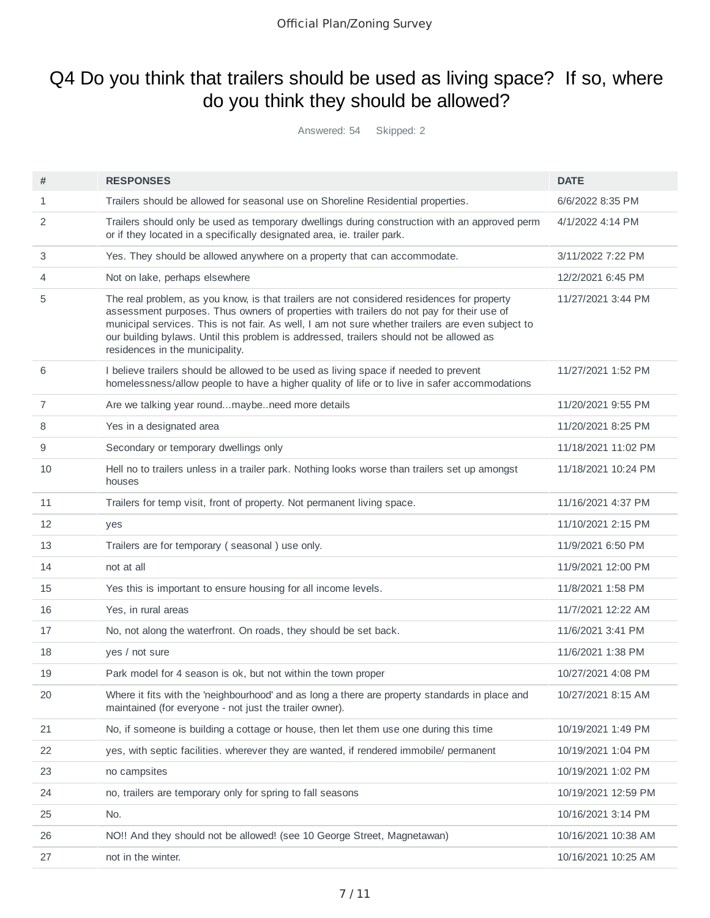# Q4 Do you think that trailers should be used as living space? If so, where do you think they should be allowed?

Answered: 54 Skipped: 2

| # | RESPONSES | DATE |
|---|---|---|
| 1 | Trailers should be allowed for seasonal use on Shoreline Residential properties. | 6/6/2022 8:35 PM |
| 2 | Trailers should only be used as temporary dwellings during construction with an approved perm or if they located in a specifically designated area, ie. trailer park. | 4/1/2022 4:14 PM |
| 3 | Yes. They should be allowed anywhere on a property that can accommodate. | 3/11/2022 7:22 PM |
| 4 | Not on lake, perhaps elsewhere | 12/2/2021 6:45 PM |
| 5 | The real problem, as you know, is that trailers are not considered residences for property assessment purposes. Thus owners of properties with trailers do not pay for their use of municipal services. This is not fair. As well, I am not sure whether trailers are even subject to our building bylaws. Until this problem is addressed, trailers should not be allowed as residences in the municipality. | 11/27/2021 3:44 PM |
| 6 | I believe trailers should be allowed to be used as living space if needed to prevent homelessness/allow people to have a higher quality of life or to live in safer accommodations | 11/27/2021 1:52 PM |
| 7 | Are we talking year round...maybe..need more details | 11/20/2021 9:55 PM |
| 8 | Yes in a designated area | 11/20/2021 8:25 PM |
| 9 | Secondary or temporary dwellings only | 11/18/2021 11:02 PM |
| 10 | Hell no to trailers unless in a trailer park. Nothing looks worse than trailers set up amongst houses | 11/18/2021 10:24 PM |
| 11 | Trailers for temp visit, front of property. Not permanent living space. | 11/16/2021 4:37 PM |
| 12 | yes | 11/10/2021 2:15 PM |
| 13 | Trailers are for temporary ( seasonal ) use only. | 11/9/2021 6:50 PM |
| 14 | not at all | 11/9/2021 12:00 PM |
| 15 | Yes this is important to ensure housing for all income levels. | 11/8/2021 1:58 PM |
| 16 | Yes, in rural areas | 11/7/2021 12:22 AM |
| 17 | No, not along the waterfront. On roads, they should be set back. | 11/6/2021 3:41 PM |
| 18 | yes / not sure | 11/6/2021 1:38 PM |
| 19 | Park model for 4 season is ok, but not within the town proper | 10/27/2021 4:08 PM |
| 20 | Where it fits with the 'neighbourhood' and as long a there are property standards in place and maintained (for everyone - not just the trailer owner). | 10/27/2021 8:15 AM |
| 21 | No, if someone is building a cottage or house, then let them use one during this time | 10/19/2021 1:49 PM |
| 22 | yes, with septic facilities. wherever they are wanted, if rendered immobile/ permanent | 10/19/2021 1:04 PM |
| 23 | no campsites | 10/19/2021 1:02 PM |
| 24 | no, trailers are temporary only for spring to fall seasons | 10/19/2021 12:59 PM |
| 25 | No. | 10/16/2021 3:14 PM |
| 26 | NO!! And they should not be allowed! (see 10 George Street, Magnetawan) | 10/16/2021 10:38 AM |
| 27 | not in the winter. | 10/16/2021 10:25 AM |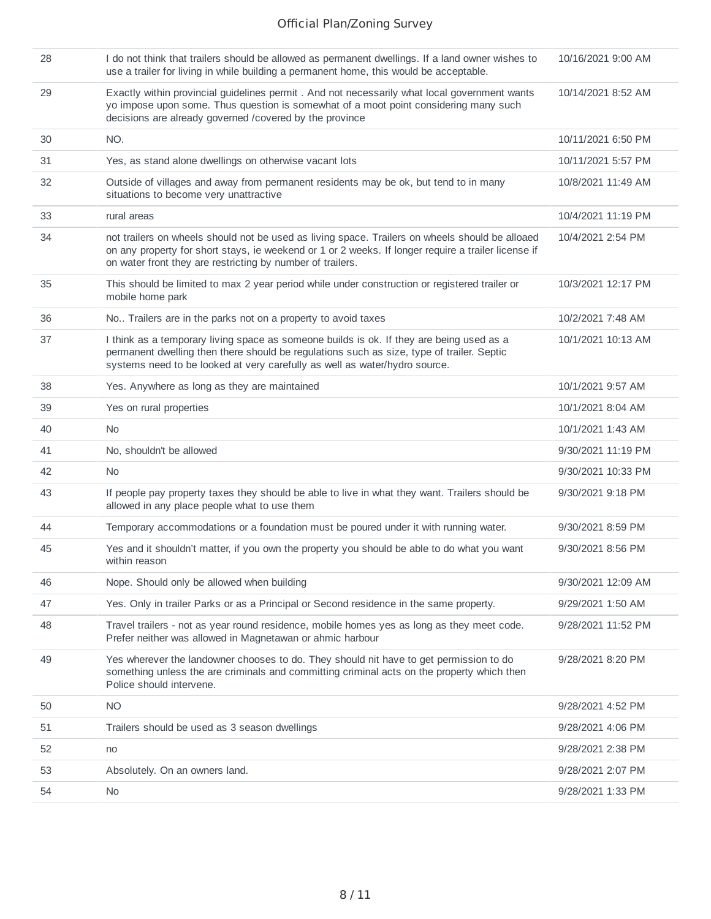| | | |
|---|---|---|
| 28 | I do not think that trailers should be allowed as permanent dwellings. If a land owner wishes to use a trailer for living in while building a permanent home, this would be acceptable. | 10/16/2021 9:00 AM |
| 29 | Exactly within provincial guidelines permit . And not necessarily what local government wants yo impose upon some. Thus question is somewhat of a moot point considering many such decisions are already governed /covered by the province | 10/14/2021 8:52 AM |
| 30 | NO. | 10/11/2021 6:50 PM |
| 31 | Yes, as stand alone dwellings on otherwise vacant lots | 10/11/2021 5:57 PM |
| 32 | Outside of villages and away from permanent residents may be ok, but tend to in many situations to become very unattractive | 10/8/2021 11:49 AM |
| 33 | rural areas | 10/4/2021 11:19 PM |
| 34 | not trailers on wheels should not be used as living space. Trailers on wheels should be alloaed on any property for short stays, ie weekend or 1 or 2 weeks. If longer require a trailer license if on water front they are restricting by number of trailers. | 10/4/2021 2:54 PM |
| 35 | This should be limited to max 2 year period while under construction or registered trailer or mobile home park | 10/3/2021 12:17 PM |
| 36 | No.. Trailers are in the parks not on a property to avoid taxes | 10/2/2021 7:48 AM |
| 37 | I think as a temporary living space as someone builds is ok. If they are being used as a permanent dwelling then there should be regulations such as size, type of trailer. Septic systems need to be looked at very carefully as well as water/hydro source. | 10/1/2021 10:13 AM |
| 38 | Yes. Anywhere as long as they are maintained | 10/1/2021 9:57 AM |
| 39 | Yes on rural properties | 10/1/2021 8:04 AM |
| 40 | No | 10/1/2021 1:43 AM |
| 41 | No, shouldn't be allowed | 9/30/2021 11:19 PM |
| 42 | No | 9/30/2021 10:33 PM |
| 43 | If people pay property taxes they should be able to live in what they want. Trailers should be allowed in any place people what to use them | 9/30/2021 9:18 PM |
| 44 | Temporary accommodations or a foundation must be poured under it with running water. | 9/30/2021 8:59 PM |
| 45 | Yes and it shouldn't matter, if you own the property you should be able to do what you want within reason | 9/30/2021 8:56 PM |
| 46 | Nope. Should only be allowed when building | 9/30/2021 12:09 AM |
| 47 | Yes. Only in trailer Parks or as a Principal or Second residence in the same property. | 9/29/2021 1:50 AM |
| 48 | Travel trailers - not as year round residence, mobile homes yes as long as they meet code. Prefer neither was allowed in Magnetawan or ahmic harbour | 9/28/2021 11:52 PM |
| 49 | Yes wherever the landowner chooses to do. They should nit have to get permission to do something unless the are criminals and committing criminal acts on the property which then Police should intervene. | 9/28/2021 8:20 PM |
| 50 | NO | 9/28/2021 4:52 PM |
| 51 | Trailers should be used as 3 season dwellings | 9/28/2021 4:06 PM |
| 52 | no | 9/28/2021 2:38 PM |
| 53 | Absolutely. On an owners land. | 9/28/2021 2:07 PM |
| 54 | No | 9/28/2021 1:33 PM |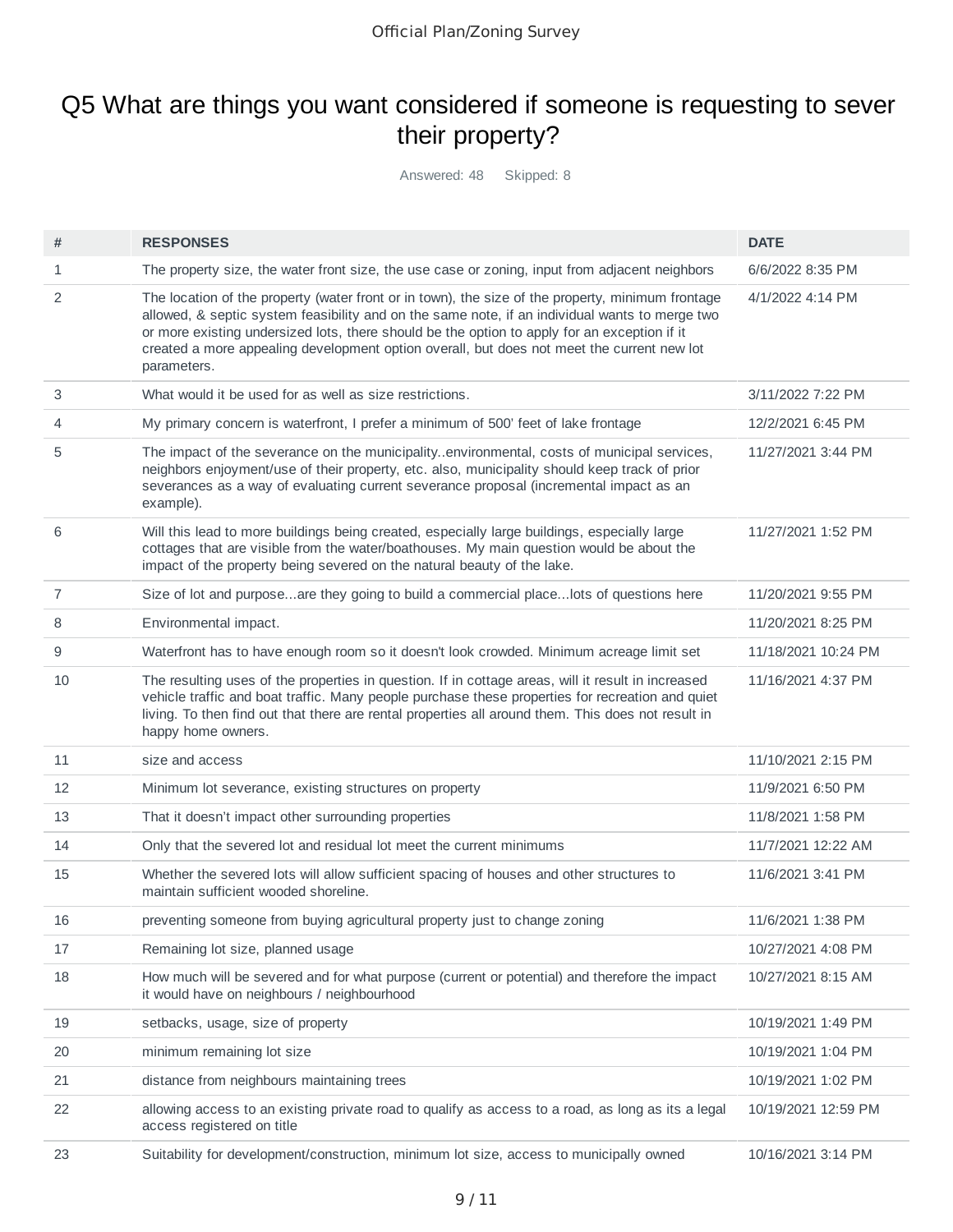# Q5 What are things you want considered if someone is requesting to sever their property?

Answered: 48 Skipped: 8

| # | RESPONSES | DATE |
|---|---|---|
| 1 | The property size, the water front size, the use case or zoning, input from adjacent neighbors | 6/6/2022 8:35 PM |
| 2 | The location of the property (water front or in town), the size of the property, minimum frontage allowed, & septic system feasibility and on the same note, if an individual wants to merge two or more existing undersized lots, there should be the option to apply for an exception if it created a more appealing development option overall, but does not meet the current new lot parameters. | 4/1/2022 4:14 PM |
| 3 | What would it be used for as well as size restrictions. | 3/11/2022 7:22 PM |
| 4 | My primary concern is waterfront, I prefer a minimum of 500' feet of lake frontage | 12/2/2021 6:45 PM |
| 5 | The impact of the severance on the municipality..environmental, costs of municipal services, neighbors enjoyment/use of their property, etc. also, municipality should keep track of prior severances as a way of evaluating current severance proposal (incremental impact as an example). | 11/27/2021 3:44 PM |
| 6 | Will this lead to more buildings being created, especially large buildings, especially large cottages that are visible from the water/boathouses. My main question would be about the impact of the property being severed on the natural beauty of the lake. | 11/27/2021 1:52 PM |
| 7 | Size of lot and purpose...are they going to build a commercial place...lots of questions here | 11/20/2021 9:55 PM |
| 8 | Environmental impact. | 11/20/2021 8:25 PM |
| 9 | Waterfront has to have enough room so it doesn't look crowded. Minimum acreage limit set | 11/18/2021 10:24 PM |
| 10 | The resulting uses of the properties in question. If in cottage areas, will it result in increased vehicle traffic and boat traffic. Many people purchase these properties for recreation and quiet living. To then find out that there are rental properties all around them. This does not result in happy home owners. | 11/16/2021 4:37 PM |
| 11 | size and access | 11/10/2021 2:15 PM |
| 12 | Minimum lot severance, existing structures on property | 11/9/2021 6:50 PM |
| 13 | That it doesn't impact other surrounding properties | 11/8/2021 1:58 PM |
| 14 | Only that the severed lot and residual lot meet the current minimums | 11/7/2021 12:22 AM |
| 15 | Whether the severed lots will allow sufficient spacing of houses and other structures to maintain sufficient wooded shoreline. | 11/6/2021 3:41 PM |
| 16 | preventing someone from buying agricultural property just to change zoning | 11/6/2021 1:38 PM |
| 17 | Remaining lot size, planned usage | 10/27/2021 4:08 PM |
| 18 | How much will be severed and for what purpose (current or potential) and therefore the impact it would have on neighbours / neighbourhood | 10/27/2021 8:15 AM |
| 19 | setbacks, usage, size of property | 10/19/2021 1:49 PM |
| 20 | minimum remaining lot size | 10/19/2021 1:04 PM |
| 21 | distance from neighbours maintaining trees | 10/19/2021 1:02 PM |
| 22 | allowing access to an existing private road to qualify as access to a road, as long as its a legal access registered on title | 10/19/2021 12:59 PM |
| 23 | Suitability for development/construction, minimum lot size, access to municipally owned | 10/16/2021 3:14 PM |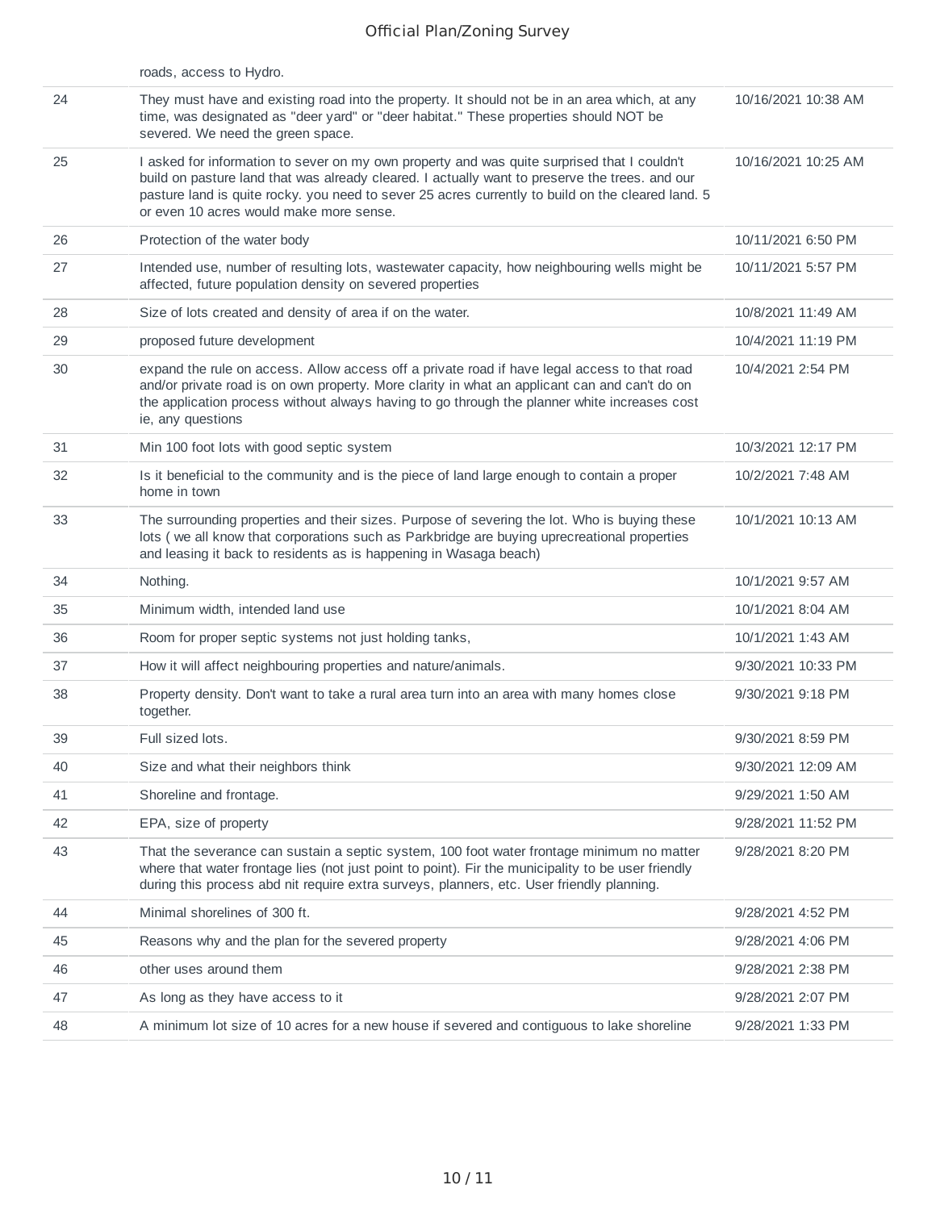| | | |
|---|---|---|
| | roads, access to Hydro. | |
| 24 | They must have and existing road into the property. It should not be in an area which, at any time, was designated as "deer yard" or "deer habitat." These properties should NOT be severed. We need the green space. | 10/16/2021 10:38 AM |
| 25 | I asked for information to sever on my own property and was quite surprised that I couldn't build on pasture land that was already cleared. I actually want to preserve the trees. and our pasture land is quite rocky. you need to sever 25 acres currently to build on the cleared land. 5 or even 10 acres would make more sense. | 10/16/2021 10:25 AM |
| 26 | Protection of the water body | 10/11/2021 6:50 PM |
| 27 | Intended use, number of resulting lots, wastewater capacity, how neighbouring wells might be affected, future population density on severed properties | 10/11/2021 5:57 PM |
| 28 | Size of lots created and density of area if on the water. | 10/8/2021 11:49 AM |
| 29 | proposed future development | 10/4/2021 11:19 PM |
| 30 | expand the rule on access. Allow access off a private road if have legal access to that road and/or private road is on own property. More clarity in what an applicant can and can't do on the application process without always having to go through the planner white increases cost ie, any questions | 10/4/2021 2:54 PM |
| 31 | Min 100 foot lots with good septic system | 10/3/2021 12:17 PM |
| 32 | Is it beneficial to the community and is the piece of land large enough to contain a proper home in town | 10/2/2021 7:48 AM |
| 33 | The surrounding properties and their sizes. Purpose of severing the lot. Who is buying these lots ( we all know that corporations such as Parkbridge are buying uprecreational properties and leasing it back to residents as is happening in Wasaga beach) | 10/1/2021 10:13 AM |
| 34 | Nothing. | 10/1/2021 9:57 AM |
| 35 | Minimum width, intended land use | 10/1/2021 8:04 AM |
| 36 | Room for proper septic systems not just holding tanks, | 10/1/2021 1:43 AM |
| 37 | How it will affect neighbouring properties and nature/animals. | 9/30/2021 10:33 PM |
| 38 | Property density. Don't want to take a rural area turn into an area with many homes close together. | 9/30/2021 9:18 PM |
| 39 | Full sized lots. | 9/30/2021 8:59 PM |
| 40 | Size and what their neighbors think | 9/30/2021 12:09 AM |
| 41 | Shoreline and frontage. | 9/29/2021 1:50 AM |
| 42 | EPA, size of property | 9/28/2021 11:52 PM |
| 43 | That the severance can sustain a septic system, 100 foot water frontage minimum no matter where that water frontage lies (not just point to point). Fir the municipality to be user friendly during this process abd nit require extra surveys, planners, etc. User friendly planning. | 9/28/2021 8:20 PM |
| 44 | Minimal shorelines of 300 ft. | 9/28/2021 4:52 PM |
| 45 | Reasons why and the plan for the severed property | 9/28/2021 4:06 PM |
| 46 | other uses around them | 9/28/2021 2:38 PM |
| 47 | As long as they have access to it | 9/28/2021 2:07 PM |
| 48 | A minimum lot size of 10 acres for a new house if severed and contiguous to lake shoreline | 9/28/2021 1:33 PM |